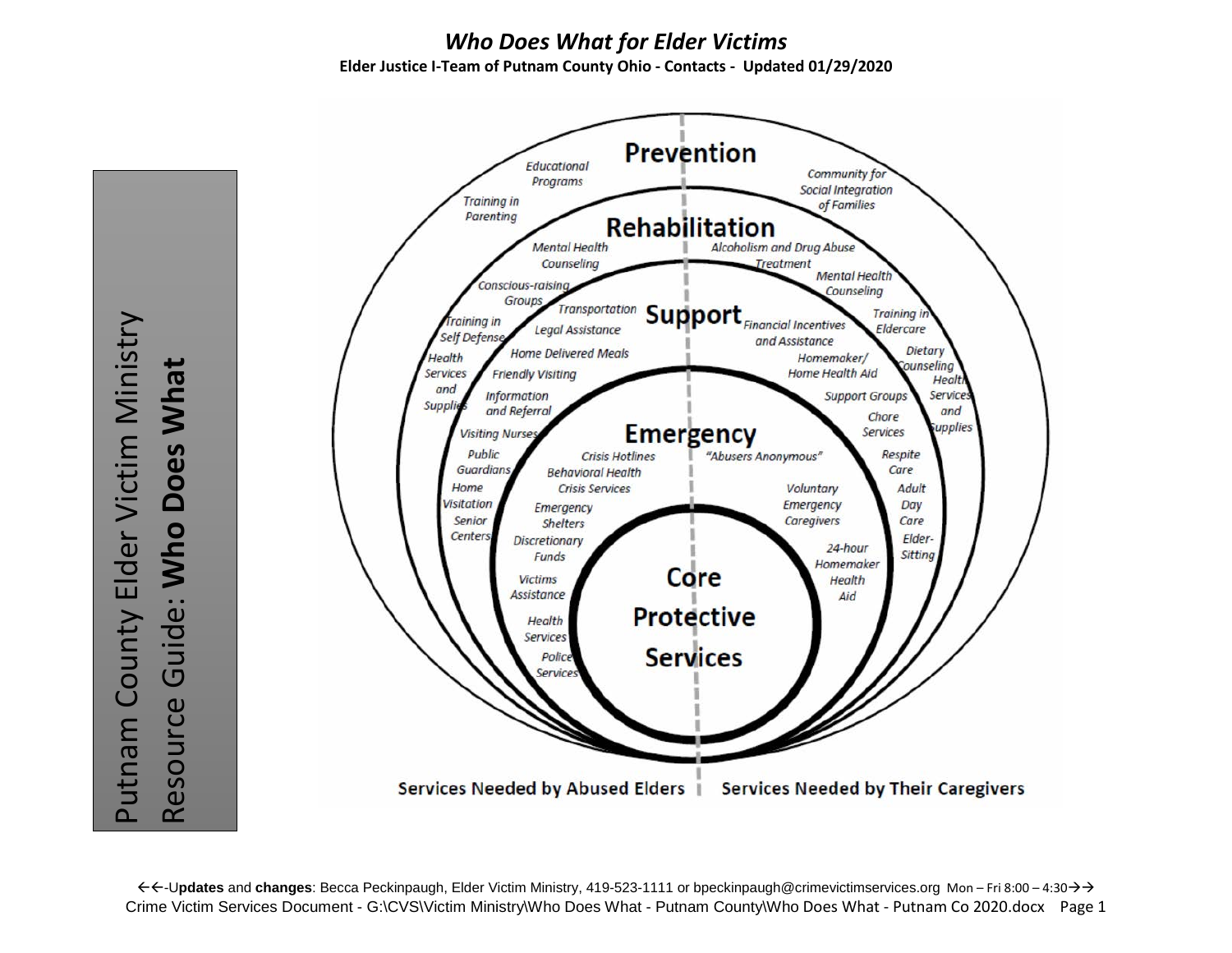# *Who Does What for Elder Victims*

**Elder Justice I-Team of Putnam County Ohio - Contacts - Updated 01/29/2020**

Putnam County Elder Victim Ministry
Resource Guide: **Who Does What**

## Prevention

- Educational Programs
- Training in Parenting
- Community for Social Integration of Families

## Rehabilitation

- Mental Health Counseling
- Conscious-raising Groups
- Training in Self Defense
- Health Services and Supplies
- Alcoholism and Drug Abuse Treatment
- Mental Health Counseling
- Training in Eldercare
- Dietary Counseling
- Health Services and Supplies

## Support

- Transportation
- Legal Assistance
- Home Delivered Meals
- Friendly Visiting
- Information and Referral
- Visiting Nurses
- Public Guardians
- Home Visitation
- Senior Centers
- Financial Incentives and Assistance
- Homemaker/ Home Health Aid
- Support Groups
- Chore Services
- Respite Care
- Adult Day Care
- Elder-Sitting

## Emergency

- Crisis Hotlines
- Behavioral Health Crisis Services
- Emergency Shelters
- Discretionary Funds
- Victims Assistance
- Health Services
- Police Services
- "Abusers Anonymous"
- Voluntary Emergency Caregivers
- 24-hour Homemaker Health Aid

## Core Protective Services

Services Needed by Abused Elders | Services Needed by Their Caregivers

←←-U**pdates** and **changes**: Becca Peckinpaugh, Elder Victim Ministry, 419-523-1111 or bpeckinpaugh@crimevictimservices.org Mon – Fri 8:00 – 4:30→→

Crime Victim Services Document - G:\CVS\Victim Ministry\Who Does What - Putnam County\Who Does What - Putnam Co 2020.docx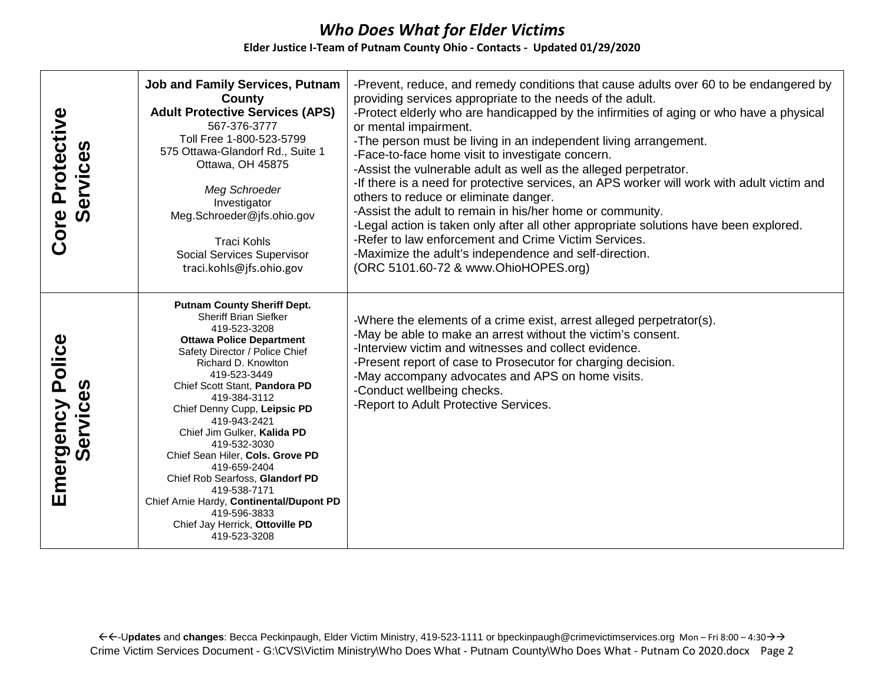# *Who Does What for Elder Victims*

**Elder Justice I-Team of Putnam County Ohio - Contacts - Updated 01/29/2020**

| | | |
|---|---|---|
| **Core Protective Services** | **Job and Family Services, Putnam County**<br>**Adult Protective Services (APS)**<br>567-376-3777<br>Toll Free 1-800-523-5799<br>575 Ottawa-Glandorf Rd., Suite 1<br>Ottawa, OH 45875<br><br>*Meg Schroeder*<br>Investigator<br>Meg.Schroeder@jfs.ohio.gov<br><br>Traci Kohls<br>Social Services Supervisor<br>traci.kohls@jfs.ohio.gov | -Prevent, reduce, and remedy conditions that cause adults over 60 to be endangered by providing services appropriate to the needs of the adult.<br>-Protect elderly who are handicapped by the infirmities of aging or who have a physical or mental impairment.<br>-The person must be living in an independent living arrangement.<br>-Face-to-face home visit to investigate concern.<br>-Assist the vulnerable adult as well as the alleged perpetrator.<br>-If there is a need for protective services, an APS worker will work with adult victim and others to reduce or eliminate danger.<br>-Assist the adult to remain in his/her home or community.<br>-Legal action is taken only after all other appropriate solutions have been explored.<br>-Refer to law enforcement and Crime Victim Services.<br>-Maximize the adult's independence and self-direction.<br>(ORC 5101.60-72 & www.OhioHOPES.org) |
| **Emergency Police Services** | **Putnam County Sheriff Dept.**<br>Sheriff Brian Siefker<br>419-523-3208<br>**Ottawa Police Department**<br>Safety Director / Police Chief<br>Richard D. Knowlton<br>419-523-3449<br>Chief Scott Stant, **Pandora PD**<br>419-384-3112<br>Chief Denny Cupp, **Leipsic PD**<br>419-943-2421<br>Chief Jim Gulker, **Kalida PD**<br>419-532-3030<br>Chief Sean Hiler, **Cols. Grove PD**<br>419-659-2404<br>Chief Rob Searfoss, **Glandorf PD**<br>419-538-7171<br>Chief Arnie Hardy, **Continental/Dupont PD**<br>419-596-3833<br>Chief Jay Herrick, **Ottoville PD**<br>419-523-3208 | -Where the elements of a crime exist, arrest alleged perpetrator(s).<br>-May be able to make an arrest without the victim's consent.<br>-Interview victim and witnesses and collect evidence.<br>-Present report of case to Prosecutor for charging decision.<br>-May accompany advocates and APS on home visits.<br>-Conduct wellbeing checks.<br>-Report to Adult Protective Services. |

←←-U**pdates** and **changes**: Becca Peckinpaugh, Elder Victim Ministry, 419-523-1111 or bpeckinpaugh@crimevictimservices.org Mon – Fri 8:00 – 4:30→→
Crime Victim Services Document - G:\CVS\Victim Ministry\Who Does What - Putnam County\Who Does What - Putnam Co 2020.docx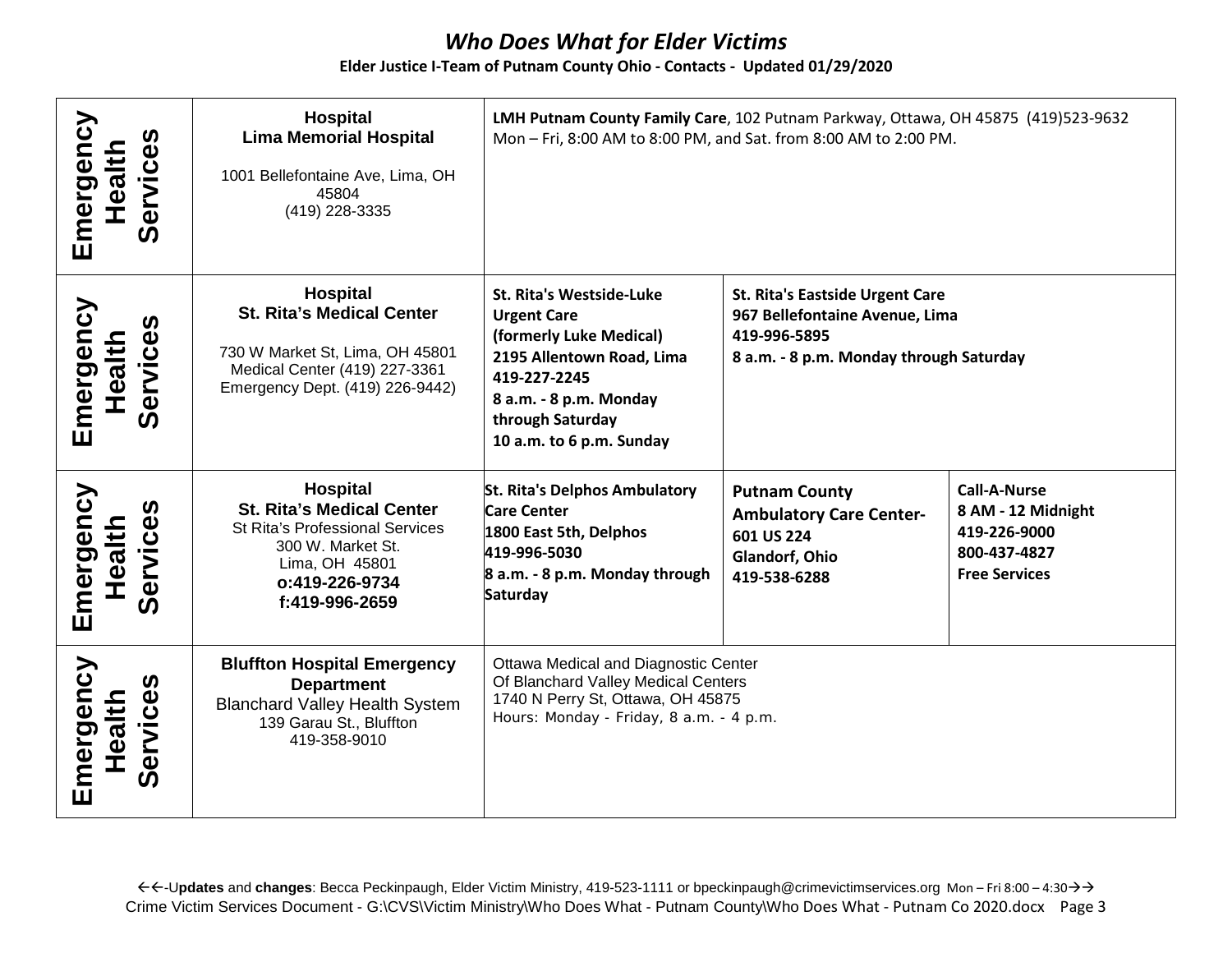# *Who Does What for Elder Victims*

**Elder Justice I-Team of Putnam County Ohio - Contacts - Updated 01/29/2020**

| | | | | |
|---|---|---|---|---|
| **Emergency Health Services** | **Hospital**<br>**Lima Memorial Hospital**<br><br>1001 Bellefontaine Ave, Lima, OH 45804<br>(419) 228-3335 | **LMH Putnam County Family Care**, 102 Putnam Parkway, Ottawa, OH 45875 (419)523-9632<br>Mon – Fri, 8:00 AM to 8:00 PM, and Sat. from 8:00 AM to 2:00 PM. | | |
| **Emergency Health Services** | **Hospital**<br>**St. Rita's Medical Center**<br><br>730 W Market St, Lima, OH 45801<br>Medical Center (419) 227-3361<br>Emergency Dept. (419) 226-9442) | **St. Rita's Westside-Luke Urgent Care**<br>**(formerly Luke Medical)**<br>**2195 Allentown Road, Lima**<br>**419-227-2245**<br>**8 a.m. - 8 p.m. Monday through Saturday**<br>**10 a.m. to 6 p.m. Sunday** | **St. Rita's Eastside Urgent Care**<br>**967 Bellefontaine Avenue, Lima**<br>**419-996-5895**<br>**8 a.m. - 8 p.m. Monday through Saturday** | |
| **Emergency Health Services** | **Hospital**<br>**St. Rita's Medical Center**<br>St Rita's Professional Services<br>300 W. Market St.<br>Lima, OH 45801<br>**o:419-226-9734**<br>**f:419-996-2659** | **St. Rita's Delphos Ambulatory Care Center**<br>**1800 East 5th, Delphos**<br>**419-996-5030**<br>**8 a.m. - 8 p.m. Monday through Saturday** | **Putnam County Ambulatory Care Center-**<br>**601 US 224**<br>**Glandorf, Ohio**<br>**419-538-6288** | **Call-A-Nurse**<br>**8 AM - 12 Midnight**<br>**419-226-9000**<br>**800-437-4827**<br>**Free Services** |
| **Emergency Health Services** | **Bluffton Hospital Emergency Department**<br>Blanchard Valley Health System<br>139 Garau St., Bluffton<br>419-358-9010 | Ottawa Medical and Diagnostic Center<br>Of Blanchard Valley Medical Centers<br>1740 N Perry St, Ottawa, OH 45875<br>Hours: Monday - Friday, 8 a.m. - 4 p.m. | | |

←←-U**pdates** and **changes**: Becca Peckinpaugh, Elder Victim Ministry, 419-523-1111 or bpeckinpaugh@crimevictimservices.org Mon – Fri 8:00 – 4:30→→

Crime Victim Services Document - G:\CVS\Victim Ministry\Who Does What - Putnam County\Who Does What - Putnam Co 2020.docx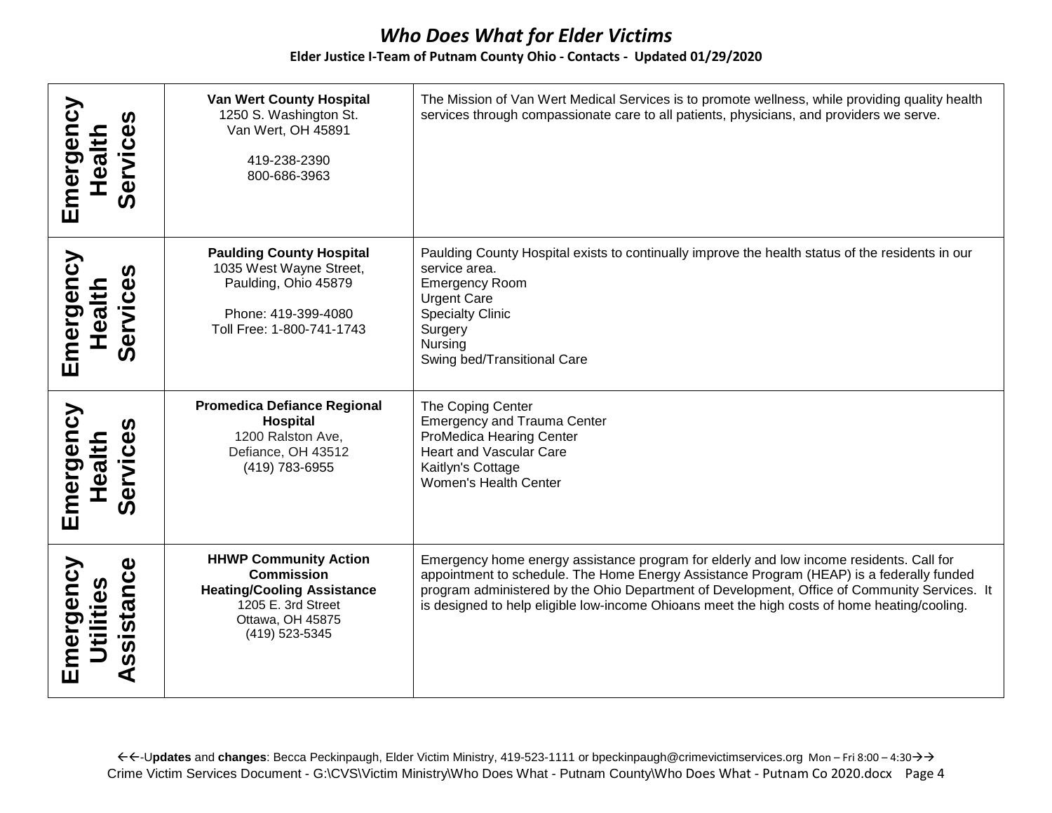| | | |
|---|---|---|
| **Emergency Health Services** | **Van Wert County Hospital**<br>1250 S. Washington St.<br>Van Wert, OH 45891<br><br>419-238-2390<br>800-686-3963 | The Mission of Van Wert Medical Services is to promote wellness, while providing quality health services through compassionate care to all patients, physicians, and providers we serve. |
| **Emergency Health Services** | **Paulding County Hospital**<br>1035 West Wayne Street,<br>Paulding, Ohio 45879<br><br>Phone: 419-399-4080<br>Toll Free: 1-800-741-1743 | Paulding County Hospital exists to continually improve the health status of the residents in our service area.<br>Emergency Room<br>Urgent Care<br>Specialty Clinic<br>Surgery<br>Nursing<br>Swing bed/Transitional Care |
| **Emergency Health Services** | **Promedica Defiance Regional Hospital**<br>1200 Ralston Ave,<br>Defiance, OH 43512<br>(419) 783-6955 | The Coping Center<br>Emergency and Trauma Center<br>ProMedica Hearing Center<br>Heart and Vascular Care<br>Kaitlyn's Cottage<br>Women's Health Center |
| **Emergency Utilities Assistance** | **HHWP Community Action Commission**<br>**Heating/Cooling Assistance**<br>1205 E. 3rd Street<br>Ottawa, OH 45875<br>(419) 523-5345 | Emergency home energy assistance program for elderly and low income residents. Call for appointment to schedule. The Home Energy Assistance Program (HEAP) is a federally funded program administered by the Ohio Department of Development, Office of Community Services. It is designed to help eligible low-income Ohioans meet the high costs of home heating/cooling. |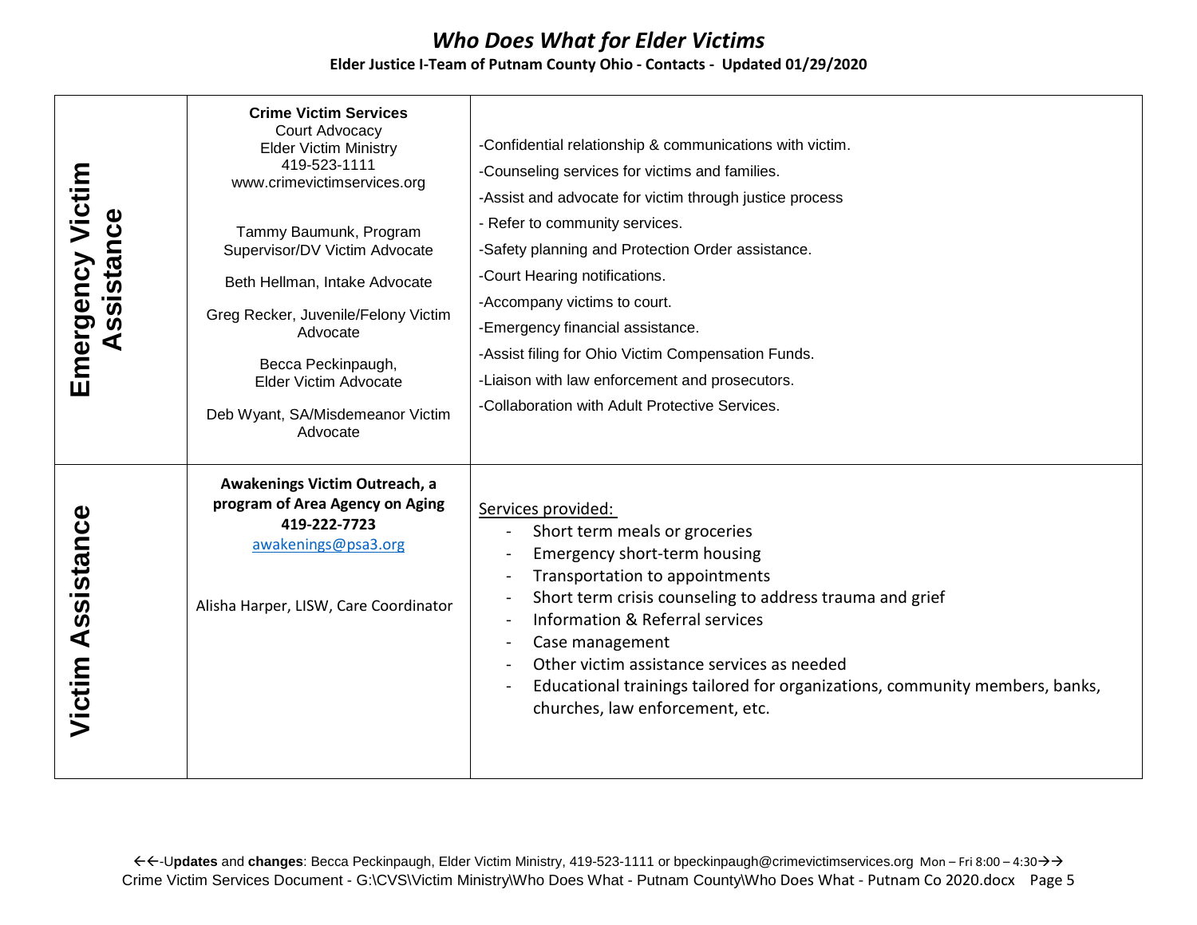# *Who Does What for Elder Victims*

**Elder Justice I-Team of Putnam County Ohio - Contacts - Updated 01/29/2020**

| | | |
|---|---|---|
| **Emergency Victim Assistance** | **Crime Victim Services**<br>Court Advocacy<br>Elder Victim Ministry<br>419-523-1111<br>www.crimevictimservices.org<br><br>Tammy Baumunk, Program Supervisor/DV Victim Advocate<br><br>Beth Hellman, Intake Advocate<br><br>Greg Recker, Juvenile/Felony Victim Advocate<br><br>Becca Peckinpaugh, Elder Victim Advocate<br><br>Deb Wyant, SA/Misdemeanor Victim Advocate | -Confidential relationship & communications with victim.<br>-Counseling services for victims and families.<br>-Assist and advocate for victim through justice process<br>- Refer to community services.<br>-Safety planning and Protection Order assistance.<br>-Court Hearing notifications.<br>-Accompany victims to court.<br>-Emergency financial assistance.<br>-Assist filing for Ohio Victim Compensation Funds.<br>-Liaison with law enforcement and prosecutors.<br>-Collaboration with Adult Protective Services. |
| **Victim Assistance** | **Awakenings Victim Outreach, a program of Area Agency on Aging**<br>**419-222-7723**<br>awakenings@psa3.org<br><br>Alisha Harper, LISW, Care Coordinator | Services provided:<br>- Short term meals or groceries<br>- Emergency short-term housing<br>- Transportation to appointments<br>- Short term crisis counseling to address trauma and grief<br>- Information & Referral services<br>- Case management<br>- Other victim assistance services as needed<br>- Educational trainings tailored for organizations, community members, banks, churches, law enforcement, etc. |

←←-U**pdates** and **changes**: Becca Peckinpaugh, Elder Victim Ministry, 419-523-1111 or bpeckinpaugh@crimevictimservices.org Mon – Fri 8:00 – 4:30→→

Crime Victim Services Document - G:\CVS\Victim Ministry\Who Does What - Putnam County\Who Does What - Putnam Co 2020.docx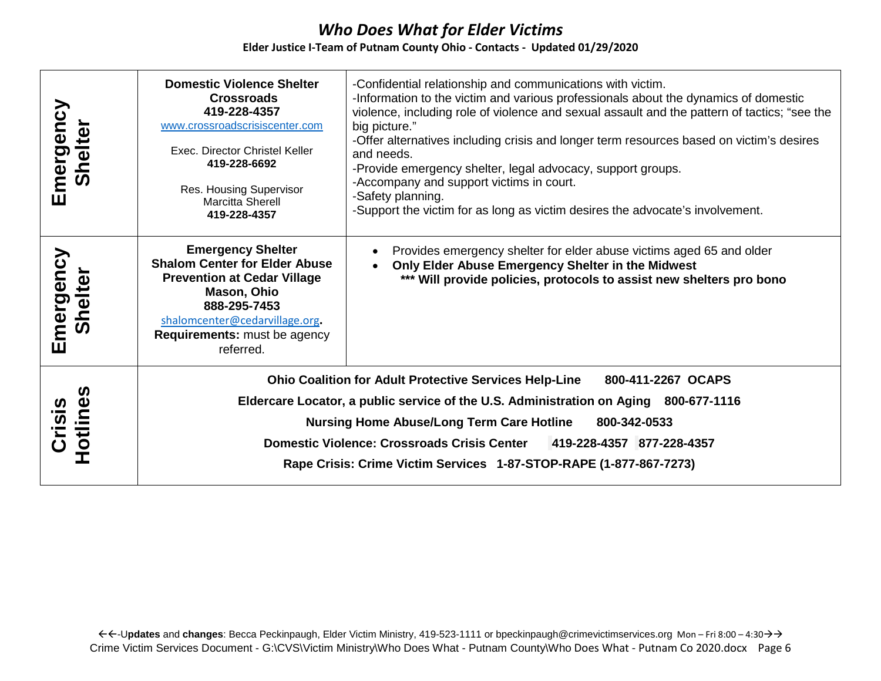# *Who Does What for Elder Victims*

**Elder Justice I-Team of Putnam County Ohio - Contacts - Updated 01/29/2020**

| | | |
|---|---|---|
| **Emergency Shelter** | **Domestic Violence Shelter**<br>**Crossroads**<br>**419-228-4357**<br>www.crossroadscrisiscenter.com<br><br>Exec. Director Christel Keller<br>**419-228-6692**<br><br>Res. Housing Supervisor<br>Marcitta Sherell<br>**419-228-4357** | -Confidential relationship and communications with victim.<br>-Information to the victim and various professionals about the dynamics of domestic violence, including role of violence and sexual assault and the pattern of tactics; "see the big picture."<br>-Offer alternatives including crisis and longer term resources based on victim's desires and needs.<br>-Provide emergency shelter, legal advocacy, support groups.<br>-Accompany and support victims in court.<br>-Safety planning.<br>-Support the victim for as long as victim desires the advocate's involvement. |
| **Emergency Shelter** | **Emergency Shelter**<br>**Shalom Center for Elder Abuse Prevention at Cedar Village**<br>**Mason, Ohio**<br>**888-295-7453**<br>shalomcenter@cedarvillage.org**.**<br>**Requirements:** must be agency referred. | • Provides emergency shelter for elder abuse victims aged 65 and older<br>• **Only Elder Abuse Emergency Shelter in the Midwest**<br>**\*\*\* Will provide policies, protocols to assist new shelters pro bono** |
| **Crisis Hotlines** | **Ohio Coalition for Adult Protective Services Help-Line 800-411-2267 OCAPS**<br>**Eldercare Locator, a public service of the U.S. Administration on Aging 800-677-1116**<br>**Nursing Home Abuse/Long Term Care Hotline 800-342-0533**<br>**Domestic Violence: Crossroads Crisis Center 419-228-4357 877-228-4357**<br>**Rape Crisis: Crime Victim Services 1-87-STOP-RAPE (1-877-867-7273)** | |

←←-U**pdates** and **changes**: Becca Peckinpaugh, Elder Victim Ministry, 419-523-1111 or bpeckinpaugh@crimevictimservices.org Mon – Fri 8:00 – 4:30→→

Crime Victim Services Document - G:\CVS\Victim Ministry\Who Does What - Putnam County\Who Does What - Putnam Co 2020.docx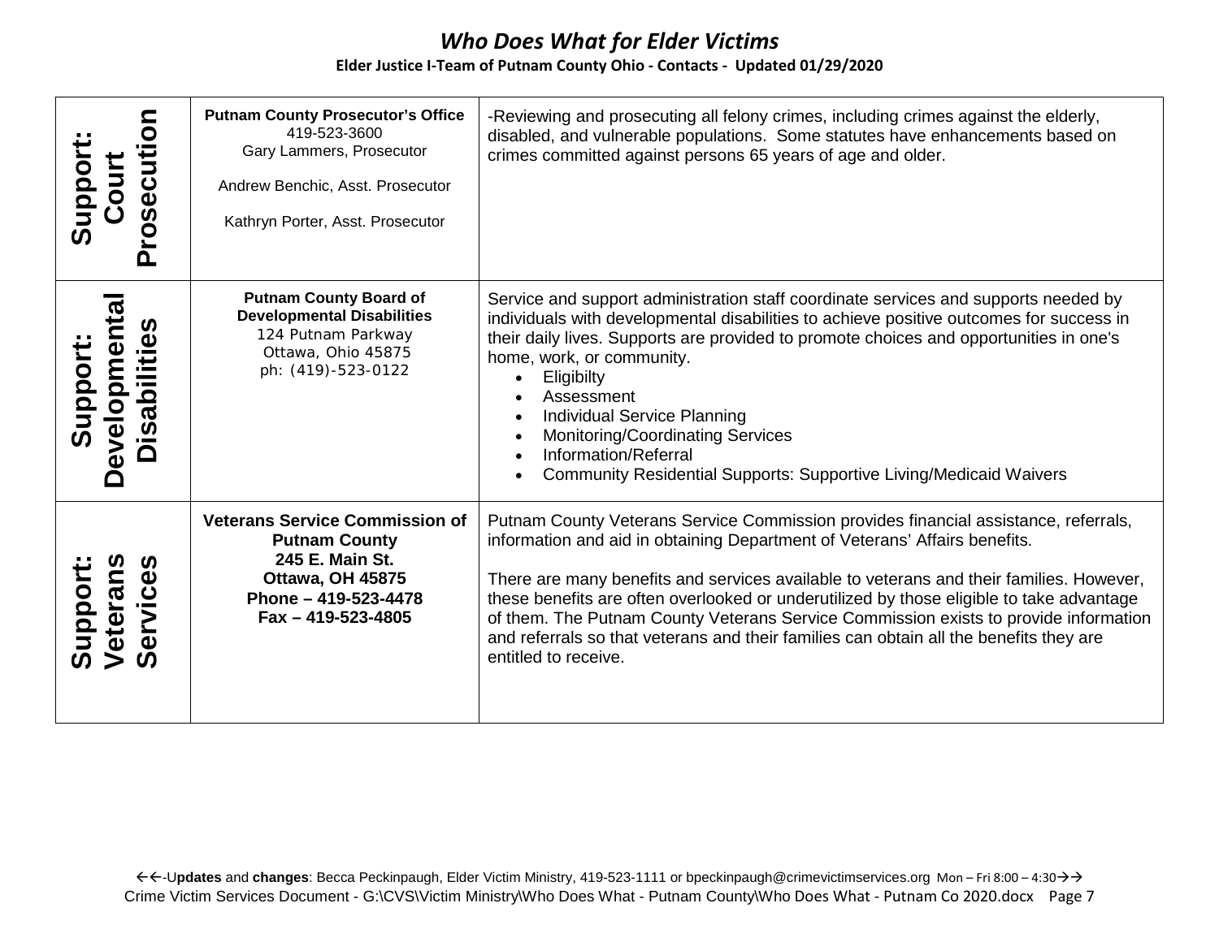# *Who Does What for Elder Victims*

**Elder Justice I-Team of Putnam County Ohio - Contacts - Updated 01/29/2020**

| Category | Contact | Services |
|---|---|---|
| **Support: Court Prosecution** | **Putnam County Prosecutor's Office**<br>419-523-3600<br>Gary Lammers, Prosecutor<br><br>Andrew Benchic, Asst. Prosecutor<br><br>Kathryn Porter, Asst. Prosecutor | -Reviewing and prosecuting all felony crimes, including crimes against the elderly, disabled, and vulnerable populations. Some statutes have enhancements based on crimes committed against persons 65 years of age and older. |
| **Support: Developmental Disabilities** | **Putnam County Board of Developmental Disabilities**<br>124 Putnam Parkway<br>Ottawa, Ohio 45875<br>ph: (419)-523-0122 | Service and support administration staff coordinate services and supports needed by individuals with developmental disabilities to achieve positive outcomes for success in their daily lives. Supports are provided to promote choices and opportunities in one's home, work, or community.<br>• Eligibilty<br>• Assessment<br>• Individual Service Planning<br>• Monitoring/Coordinating Services<br>• Information/Referral<br>• Community Residential Supports: Supportive Living/Medicaid Waivers |
| **Support: Veterans Services** | **Veterans Service Commission of Putnam County**<br>**245 E. Main St.**<br>**Ottawa, OH 45875**<br>**Phone – 419-523-4478**<br>**Fax – 419-523-4805** | Putnam County Veterans Service Commission provides financial assistance, referrals, information and aid in obtaining Department of Veterans' Affairs benefits.<br><br>There are many benefits and services available to veterans and their families. However, these benefits are often overlooked or underutilized by those eligible to take advantage of them. The Putnam County Veterans Service Commission exists to provide information and referrals so that veterans and their families can obtain all the benefits they are entitled to receive. |

←←-U**pdates** and **changes**: Becca Peckinpaugh, Elder Victim Ministry, 419-523-1111 or bpeckinpaugh@crimevictimservices.org Mon – Fri 8:00 – 4:30→→
Crime Victim Services Document - G:\CVS\Victim Ministry\Who Does What - Putnam County\Who Does What - Putnam Co 2020.docx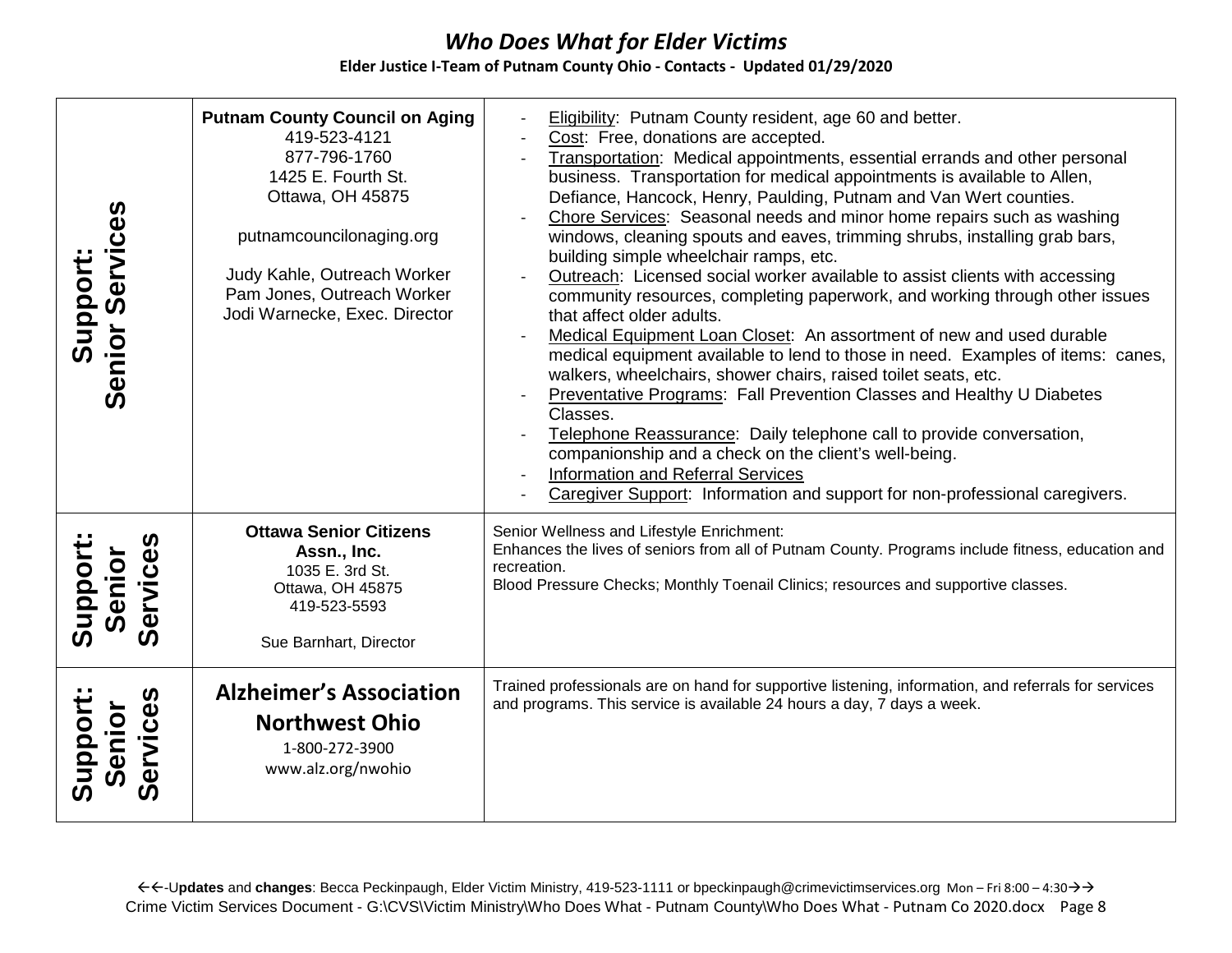| | | |
|---|---|---|
| **Support: Senior Services** | **Putnam County Council on Aging**<br>419-523-4121<br>877-796-1760<br>1425 E. Fourth St.<br>Ottawa, OH 45875<br><br>putnamcouncilonaging.org<br><br>Judy Kahle, Outreach Worker<br>Pam Jones, Outreach Worker<br>Jodi Warnecke, Exec. Director | - Eligibility: Putnam County resident, age 60 and better.<br>- Cost: Free, donations are accepted.<br>- Transportation: Medical appointments, essential errands and other personal business. Transportation for medical appointments is available to Allen, Defiance, Hancock, Henry, Paulding, Putnam and Van Wert counties.<br>- Chore Services: Seasonal needs and minor home repairs such as washing windows, cleaning spouts and eaves, trimming shrubs, installing grab bars, building simple wheelchair ramps, etc.<br>- Outreach: Licensed social worker available to assist clients with accessing community resources, completing paperwork, and working through other issues that affect older adults.<br>- Medical Equipment Loan Closet: An assortment of new and used durable medical equipment available to lend to those in need. Examples of items: canes, walkers, wheelchairs, shower chairs, raised toilet seats, etc.<br>- Preventative Programs: Fall Prevention Classes and Healthy U Diabetes Classes.<br>- Telephone Reassurance: Daily telephone call to provide conversation, companionship and a check on the client's well-being.<br>- Information and Referral Services<br>- Caregiver Support: Information and support for non-professional caregivers. |
| **Support: Senior Services** | **Ottawa Senior Citizens Assn., Inc.**<br>1035 E. 3rd St.<br>Ottawa, OH 45875<br>419-523-5593<br><br>Sue Barnhart, Director | Senior Wellness and Lifestyle Enrichment:<br>Enhances the lives of seniors from all of Putnam County. Programs include fitness, education and recreation.<br>Blood Pressure Checks; Monthly Toenail Clinics; resources and supportive classes. |
| **Support: Senior Services** | **Alzheimer's Association Northwest Ohio**<br>1-800-272-3900<br>www.alz.org/nwohio | Trained professionals are on hand for supportive listening, information, and referrals for services and programs. This service is available 24 hours a day, 7 days a week. |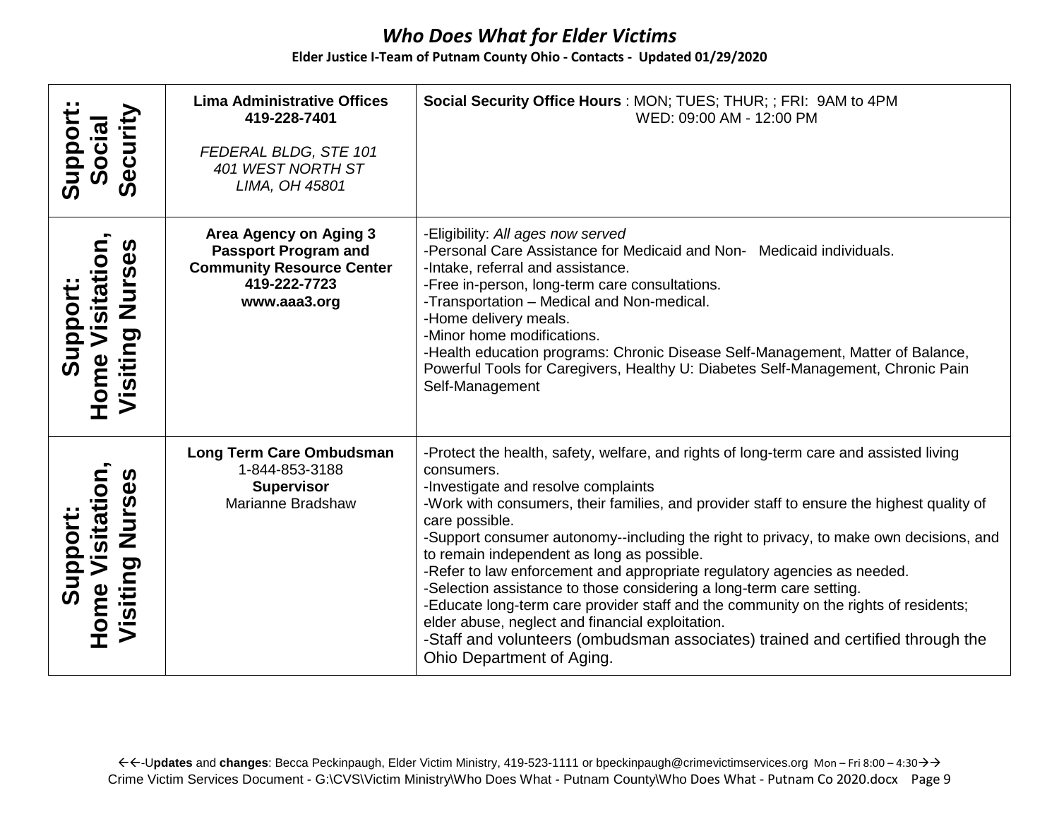# *Who Does What for Elder Victims*

**Elder Justice I-Team of Putnam County Ohio - Contacts - Updated 01/29/2020**

| | | |
|---|---|---|
| **Support: Social Security** | **Lima Administrative Offices**<br>**419-228-7401**<br><br>*FEDERAL BLDG, STE 101*<br>*401 WEST NORTH ST*<br>*LIMA, OH 45801* | **Social Security Office Hours** : MON; TUES; THUR; ; FRI: 9AM to 4PM<br>WED: 09:00 AM - 12:00 PM |
| **Support: Home Visitation, Visiting Nurses** | **Area Agency on Aging 3**<br>**Passport Program and**<br>**Community Resource Center**<br>**419-222-7723**<br>**www.aaa3.org** | -Eligibility: *All ages now served*<br>-Personal Care Assistance for Medicaid and Non- Medicaid individuals.<br>-Intake, referral and assistance.<br>-Free in-person, long-term care consultations.<br>-Transportation – Medical and Non-medical.<br>-Home delivery meals.<br>-Minor home modifications.<br>-Health education programs: Chronic Disease Self-Management, Matter of Balance, Powerful Tools for Caregivers, Healthy U: Diabetes Self-Management, Chronic Pain Self-Management |
| **Support: Home Visitation, Visiting Nurses** | **Long Term Care Ombudsman**<br>1-844-853-3188<br>**Supervisor**<br>Marianne Bradshaw | -Protect the health, safety, welfare, and rights of long-term care and assisted living consumers.<br>-Investigate and resolve complaints<br>-Work with consumers, their families, and provider staff to ensure the highest quality of care possible.<br>-Support consumer autonomy--including the right to privacy, to make own decisions, and to remain independent as long as possible.<br>-Refer to law enforcement and appropriate regulatory agencies as needed.<br>-Selection assistance to those considering a long-term care setting.<br>-Educate long-term care provider staff and the community on the rights of residents; elder abuse, neglect and financial exploitation.<br>-Staff and volunteers (ombudsman associates) trained and certified through the Ohio Department of Aging. |

←←-U**pdates** and **changes**: Becca Peckinpaugh, Elder Victim Ministry, 419-523-1111 or bpeckinpaugh@crimevictimservices.org Mon – Fri 8:00 – 4:30→→
Crime Victim Services Document - G:\CVS\Victim Ministry\Who Does What - Putnam County\Who Does What - Putnam Co 2020.docx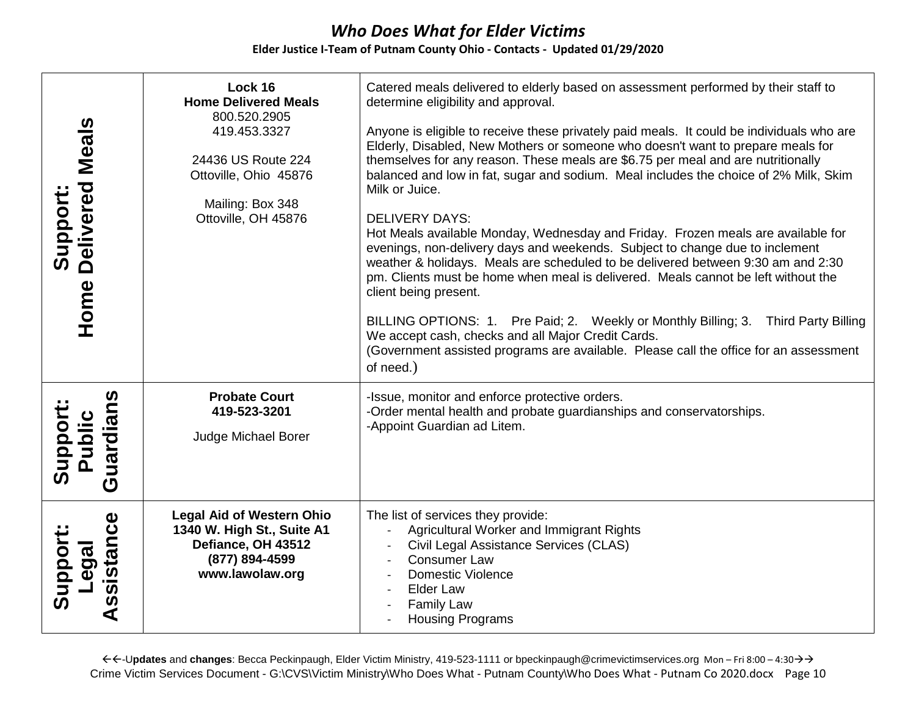| | | |
|---|---|---|
| **Support: Home Delivered Meals** | **Lock 16**<br>**Home Delivered Meals**<br>800.520.2905<br>419.453.3327<br><br>24436 US Route 224<br>Ottoville, Ohio 45876<br><br>Mailing: Box 348<br>Ottoville, OH 45876 | Catered meals delivered to elderly based on assessment performed by their staff to determine eligibility and approval.<br><br>Anyone is eligible to receive these privately paid meals. It could be individuals who are Elderly, Disabled, New Mothers or someone who doesn't want to prepare meals for themselves for any reason. These meals are $6.75 per meal and are nutritionally balanced and low in fat, sugar and sodium. Meal includes the choice of 2% Milk, Skim Milk or Juice.<br><br>DELIVERY DAYS:<br>Hot Meals available Monday, Wednesday and Friday. Frozen meals are available for evenings, non-delivery days and weekends. Subject to change due to inclement weather & holidays. Meals are scheduled to be delivered between 9:30 am and 2:30 pm. Clients must be home when meal is delivered. Meals cannot be left without the client being present.<br><br>BILLING OPTIONS: 1. Pre Paid; 2. Weekly or Monthly Billing; 3. Third Party Billing<br>We accept cash, checks and all Major Credit Cards.<br>(Government assisted programs are available. Please call the office for an assessment of need.) |
| **Support: Public Guardians** | **Probate Court**<br>**419-523-3201**<br><br>Judge Michael Borer | -Issue, monitor and enforce protective orders.<br>-Order mental health and probate guardianships and conservatorships.<br>-Appoint Guardian ad Litem. |
| **Support: Legal Assistance** | **Legal Aid of Western Ohio**<br>**1340 W. High St., Suite A1**<br>**Defiance, OH 43512**<br>**(877) 894-4599**<br>**www.lawolaw.org** | The list of services they provide:<br>- Agricultural Worker and Immigrant Rights<br>- Civil Legal Assistance Services (CLAS)<br>- Consumer Law<br>- Domestic Violence<br>- Elder Law<br>- Family Law<br>- Housing Programs |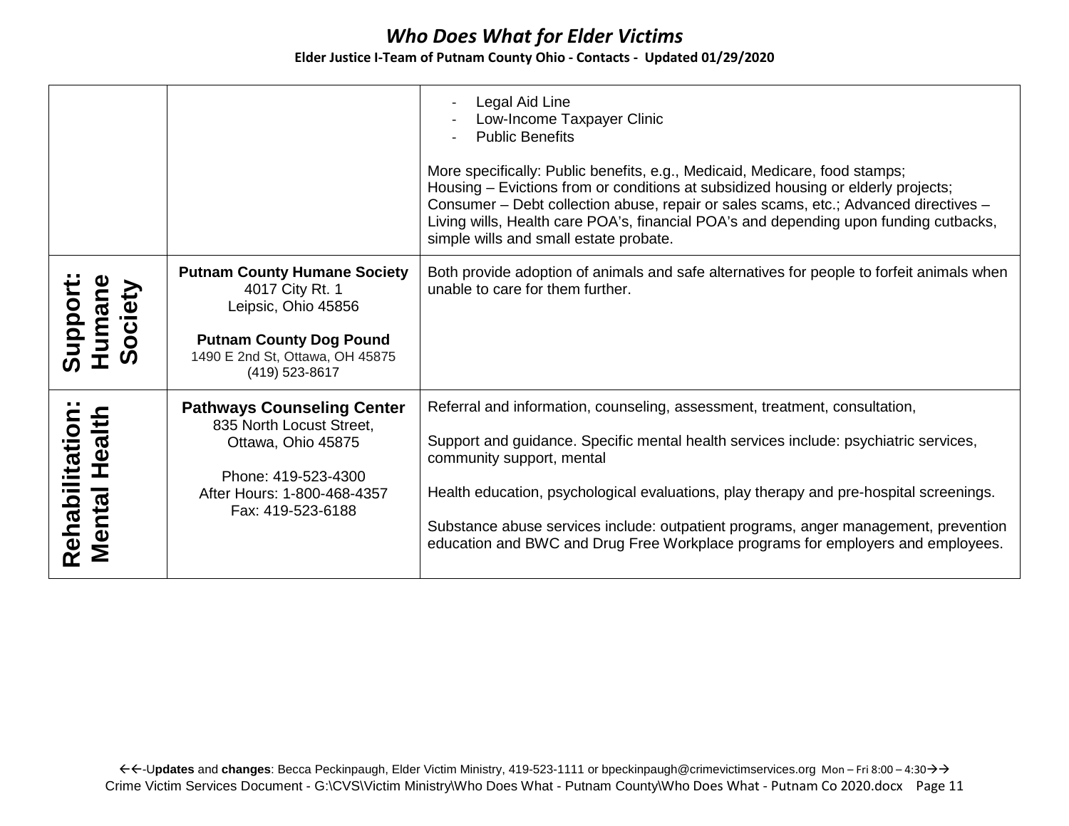| | | |
|---|---|---|
| | | - Legal Aid Line<br>- Low-Income Taxpayer Clinic<br>- Public Benefits<br><br>More specifically: Public benefits, e.g., Medicaid, Medicare, food stamps; Housing – Evictions from or conditions at subsidized housing or elderly projects; Consumer – Debt collection abuse, repair or sales scams, etc.; Advanced directives – Living wills, Health care POA's, financial POA's and depending upon funding cutbacks, simple wills and small estate probate. |
| **Support: Humane Society** | **Putnam County Humane Society**<br>4017 City Rt. 1<br>Leipsic, Ohio 45856<br><br>**Putnam County Dog Pound**<br>1490 E 2nd St, Ottawa, OH 45875<br>(419) 523-8617 | Both provide adoption of animals and safe alternatives for people to forfeit animals when unable to care for them further. |
| **Rehabilitation: Mental Health** | **Pathways Counseling Center**<br>835 North Locust Street,<br>Ottawa, Ohio 45875<br><br>Phone: 419-523-4300<br>After Hours: 1-800-468-4357<br>Fax: 419-523-6188 | Referral and information, counseling, assessment, treatment, consultation,<br><br>Support and guidance. Specific mental health services include: psychiatric services, community support, mental<br><br>Health education, psychological evaluations, play therapy and pre-hospital screenings.<br><br>Substance abuse services include: outpatient programs, anger management, prevention education and BWC and Drug Free Workplace programs for employers and employees. |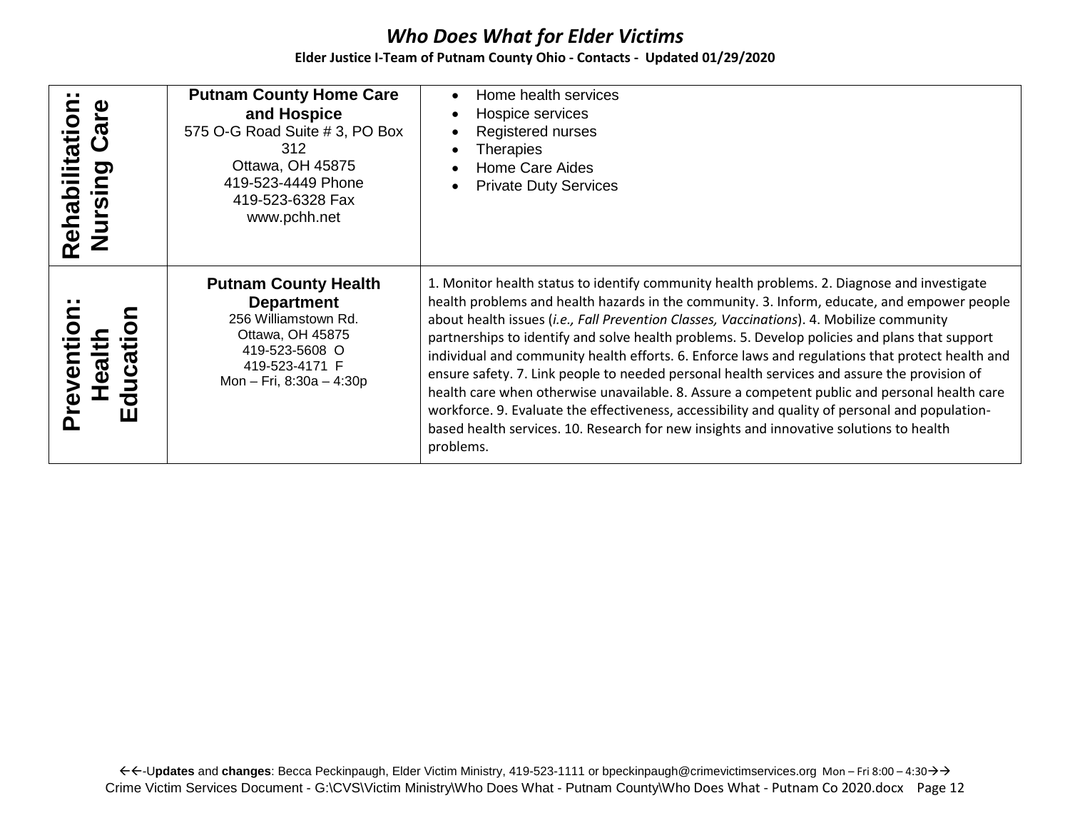| | | |
|---|---|---|
| **Rehabilitation: Nursing Care** | **Putnam County Home Care and Hospice**<br>575 O-G Road Suite # 3, PO Box 312<br>Ottawa, OH 45875<br>419-523-4449 Phone<br>419-523-6328 Fax<br>www.pchh.net | • Home health services<br>• Hospice services<br>• Registered nurses<br>• Therapies<br>• Home Care Aides<br>• Private Duty Services |
| **Prevention: Health Education** | **Putnam County Health Department**<br>256 Williamstown Rd.<br>Ottawa, OH 45875<br>419-523-5608 O<br>419-523-4171 F<br>Mon – Fri, 8:30a – 4:30p | 1. Monitor health status to identify community health problems. 2. Diagnose and investigate health problems and health hazards in the community. 3. Inform, educate, and empower people about health issues (*i.e., Fall Prevention Classes, Vaccinations*). 4. Mobilize community partnerships to identify and solve health problems. 5. Develop policies and plans that support individual and community health efforts. 6. Enforce laws and regulations that protect health and ensure safety. 7. Link people to needed personal health services and assure the provision of health care when otherwise unavailable. 8. Assure a competent public and personal health care workforce. 9. Evaluate the effectiveness, accessibility and quality of personal and population-based health services. 10. Research for new insights and innovative solutions to health problems. |